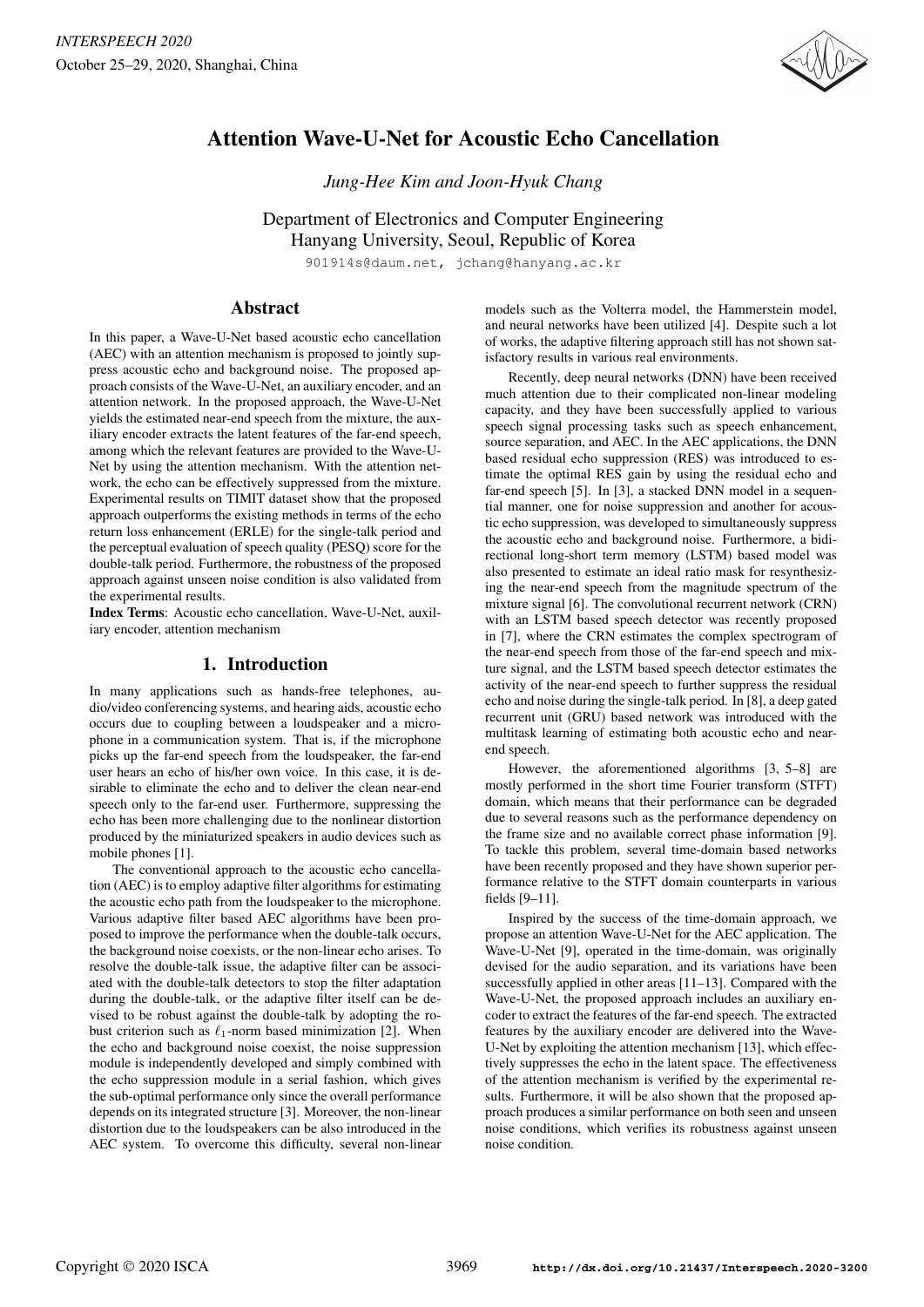# Attention Wave-U-Net for Acoustic Echo Cancellation

*Jung-Hee Kim and Joon-Hyuk Chang*

Department of Electronics and Computer Engineering
Hanyang University, Seoul, Republic of Korea

901914s@daum.net, jchang@hanyang.ac.kr

## Abstract

In this paper, a Wave-U-Net based acoustic echo cancellation (AEC) with an attention mechanism is proposed to jointly suppress acoustic echo and background noise. The proposed approach consists of the Wave-U-Net, an auxiliary encoder, and an attention network. In the proposed approach, the Wave-U-Net yields the estimated near-end speech from the mixture, the auxiliary encoder extracts the latent features of the far-end speech, among which the relevant features are provided to the Wave-U-Net by using the attention mechanism. With the attention network, the echo can be effectively suppressed from the mixture. Experimental results on TIMIT dataset show that the proposed approach outperforms the existing methods in terms of the echo return loss enhancement (ERLE) for the single-talk period and the perceptual evaluation of speech quality (PESQ) score for the double-talk period. Furthermore, the robustness of the proposed approach against unseen noise condition is also validated from the experimental results.

**Index Terms**: Acoustic echo cancellation, Wave-U-Net, auxiliary encoder, attention mechanism

## 1. Introduction

In many applications such as hands-free telephones, audio/video conferencing systems, and hearing aids, acoustic echo occurs due to coupling between a loudspeaker and a microphone in a communication system. That is, if the microphone picks up the far-end speech from the loudspeaker, the far-end user hears an echo of his/her own voice. In this case, it is desirable to eliminate the echo and to deliver the clean near-end speech only to the far-end user. Furthermore, suppressing the echo has been more challenging due to the nonlinear distortion produced by the miniaturized speakers in audio devices such as mobile phones [1].

The conventional approach to the acoustic echo cancellation (AEC) is to employ adaptive filter algorithms for estimating the acoustic echo path from the loudspeaker to the microphone. Various adaptive filter based AEC algorithms have been proposed to improve the performance when the double-talk occurs, the background noise coexists, or the non-linear echo arises. To resolve the double-talk issue, the adaptive filter can be associated with the double-talk detectors to stop the filter adaptation during the double-talk, or the adaptive filter itself can be devised to be robust against the double-talk by adopting the robust criterion such as $\ell_1$-norm based minimization [2]. When the echo and background noise coexist, the noise suppression module is independently developed and simply combined with the echo suppression module in a serial fashion, which gives the sub-optimal performance only since the overall performance depends on its integrated structure [3]. Moreover, the non-linear distortion due to the loudspeakers can be also introduced in the AEC system. To overcome this difficulty, several non-linear models such as the Volterra model, the Hammerstein model, and neural networks have been utilized [4]. Despite such a lot of works, the adaptive filtering approach still has not shown satisfactory results in various real environments.

Recently, deep neural networks (DNN) have been received much attention due to their complicated non-linear modeling capacity, and they have been successfully applied to various speech signal processing tasks such as speech enhancement, source separation, and AEC. In the AEC applications, the DNN based residual echo suppression (RES) was introduced to estimate the optimal RES gain by using the residual echo and far-end speech [5]. In [3], a stacked DNN model in a sequential manner, one for noise suppression and another for acoustic echo suppression, was developed to simultaneously suppress the acoustic echo and background noise. Furthermore, a bidirectional long-short term memory (LSTM) based model was also presented to estimate an ideal ratio mask for resynthesizing the near-end speech from the magnitude spectrum of the mixture signal [6]. The convolutional recurrent network (CRN) with an LSTM based speech detector was recently proposed in [7], where the CRN estimates the complex spectrogram of the near-end speech from those of the far-end speech and mixture signal, and the LSTM based speech detector estimates the activity of the near-end speech to further suppress the residual echo and noise during the single-talk period. In [8], a deep gated recurrent unit (GRU) based network was introduced with the multitask learning of estimating both acoustic echo and near-end speech.

However, the aforementioned algorithms [3, 5–8] are mostly performed in the short time Fourier transform (STFT) domain, which means that their performance can be degraded due to several reasons such as the performance dependency on the frame size and no available correct phase information [9]. To tackle this problem, several time-domain based networks have been recently proposed and they have shown superior performance relative to the STFT domain counterparts in various fields [9–11].

Inspired by the success of the time-domain approach, we propose an attention Wave-U-Net for the AEC application. The Wave-U-Net [9], operated in the time-domain, was originally devised for the audio separation, and its variations have been successfully applied in other areas [11–13]. Compared with the Wave-U-Net, the proposed approach includes an auxiliary encoder to extract the features of the far-end speech. The extracted features by the auxiliary encoder are delivered into the Wave-U-Net by exploiting the attention mechanism [13], which effectively suppresses the echo in the latent space. The effectiveness of the attention mechanism is verified by the experimental results. Furthermore, it will be also shown that the proposed approach produces a similar performance on both seen and unseen noise conditions, which verifies its robustness against unseen noise condition.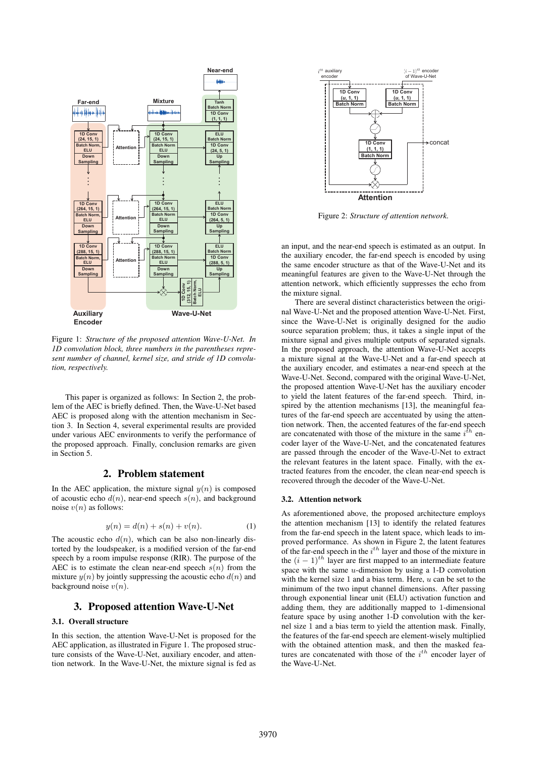Figure 1: *Structure of the proposed attention Wave-U-Net. In 1D convolution block, three numbers in the parentheses represent number of channel, kernel size, and stride of 1D convolution, respectively.*

This paper is organized as follows: In Section 2, the problem of the AEC is briefly defined. Then, the Wave-U-Net based AEC is proposed along with the attention mechanism in Section 3. In Section 4, several experimental results are provided under various AEC environments to verify the performance of the proposed approach. Finally, conclusion remarks are given in Section 5.

## 2. Problem statement

In the AEC application, the mixture signal $y(n)$ is composed of acoustic echo $d(n)$, near-end speech $s(n)$, and background noise $v(n)$ as follows:

$$y(n) = d(n) + s(n) + v(n). \tag{1}$$

The acoustic echo $d(n)$, which can be also non-linearly distorted by the loudspeaker, is a modified version of the far-end speech by a room impulse response (RIR). The purpose of the AEC is to estimate the clean near-end speech $s(n)$ from the mixture $y(n)$ by jointly suppressing the acoustic echo $d(n)$ and background noise $v(n)$.

## 3. Proposed attention Wave-U-Net

### 3.1. Overall structure

In this section, the attention Wave-U-Net is proposed for the AEC application, as illustrated in Figure 1. The proposed structure consists of the Wave-U-Net, auxiliary encoder, and attention network. In the Wave-U-Net, the mixture signal is fed as an input, and the near-end speech is estimated as an output. In the auxiliary encoder, the far-end speech is encoded by using the same encoder structure as that of the Wave-U-Net and its meaningful features are given to the Wave-U-Net through the attention network, which efficiently suppresses the echo from the mixture signal.

There are several distinct characteristics between the original Wave-U-Net and the proposed attention Wave-U-Net. First, since the Wave-U-Net is originally designed for the audio source separation problem; thus, it takes a single input of the mixture signal and gives multiple outputs of separated signals. In the proposed approach, the attention Wave-U-Net accepts a mixture signal at the Wave-U-Net and a far-end speech at the auxiliary encoder, and estimates a near-end speech at the Wave-U-Net. Second, compared with the original Wave-U-Net, the proposed attention Wave-U-Net has the auxiliary encoder to yield the latent features of the far-end speech. Third, inspired by the attention mechanisms [13], the meaningful features of the far-end speech are accentuated by using the attention network. Then, the accented features of the far-end speech are concatenated with those of the mixture in the same $i^{th}$ encoder layer of the Wave-U-Net, and the concatenated features are passed through the encoder of the Wave-U-Net to extract the relevant features in the latent space. Finally, with the extracted features from the encoder, the clean near-end speech is recovered through the decoder of the Wave-U-Net.

Figure 2: *Structure of attention network.*

### 3.2. Attention network

As aforementioned above, the proposed architecture employs the attention mechanism [13] to identify the related features from the far-end speech in the latent space, which leads to improved performance. As shown in Figure 2, the latent features of the far-end speech in the $i^{th}$ layer and those of the mixture in the $(i-1)^{th}$ layer are first mapped to an intermediate feature space with the same $u$-dimension by using a 1-D convolution with the kernel size 1 and a bias term. Here, $u$ can be set to the minimum of the two input channel dimensions. After passing through exponential linear unit (ELU) activation function and adding them, they are additionally mapped to 1-dimensional feature space by using another 1-D convolution with the kernel size 1 and a bias term to yield the attention mask. Finally, the features of the far-end speech are element-wisely multiplied with the obtained attention mask, and then the masked features are concatenated with those of the $i^{th}$ encoder layer of the Wave-U-Net.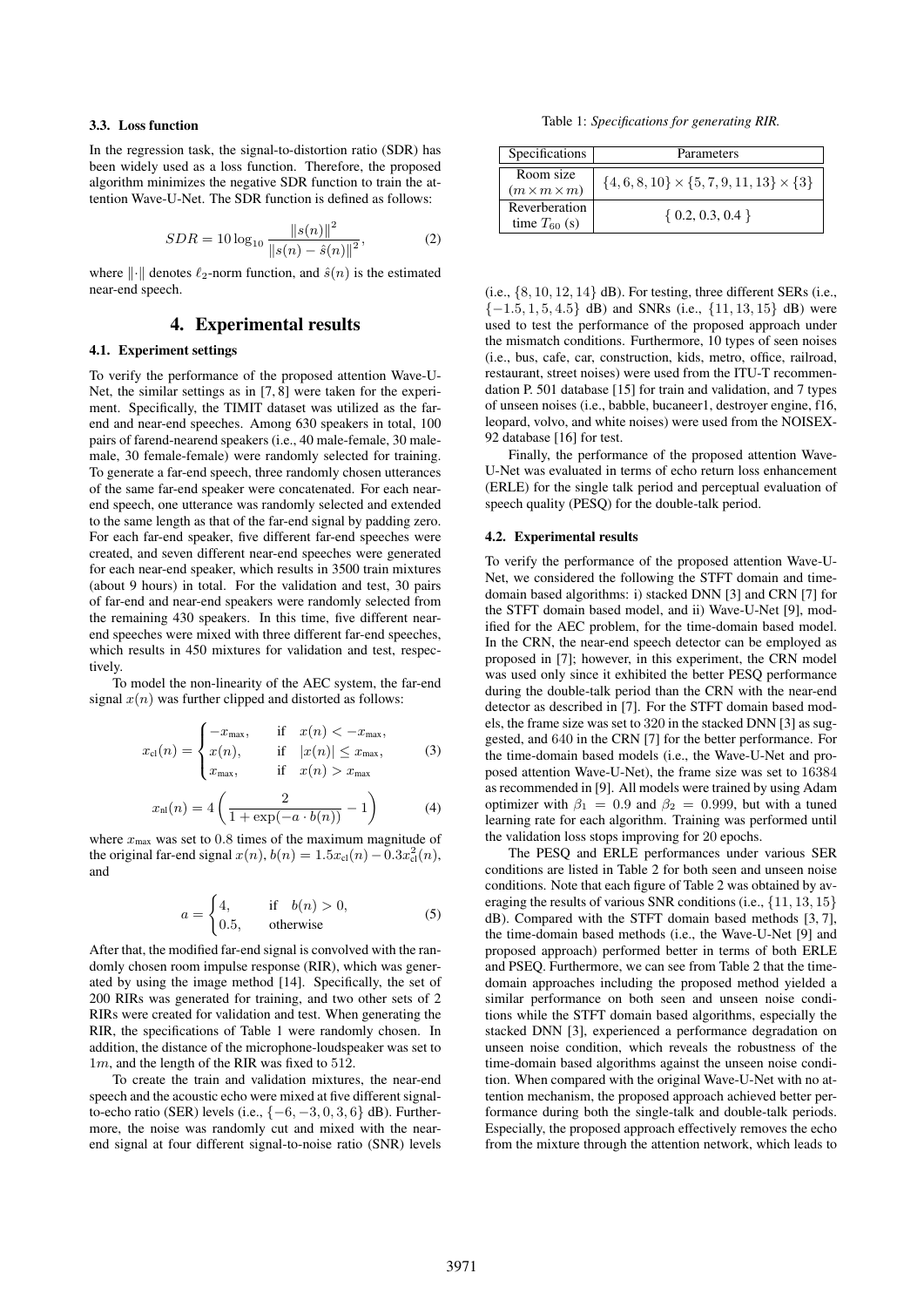### 3.3. Loss function

In the regression task, the signal-to-distortion ratio (SDR) has been widely used as a loss function. Therefore, the proposed algorithm minimizes the negative SDR function to train the attention Wave-U-Net. The SDR function is defined as follows:

$$SDR = 10\log_{10}\frac{\|s(n)\|^2}{\|s(n)-\hat{s}(n)\|^2}, \tag{2}$$

where $\|\cdot\|$ denotes $\ell_2$-norm function, and $\hat{s}(n)$ is the estimated near-end speech.

## 4. Experimental results

### 4.1. Experiment settings

To verify the performance of the proposed attention Wave-U-Net, the similar settings as in [7, 8] were taken for the experiment. Specifically, the TIMIT dataset was utilized as the far-end and near-end speeches. Among 630 speakers in total, 100 pairs of farend-nearend speakers (i.e., 40 male-female, 30 male-male, 30 female-female) were randomly selected for training. To generate a far-end speech, three randomly chosen utterances of the same far-end speaker were concatenated. For each near-end speech, one utterance was randomly selected and extended to the same length as that of the far-end signal by padding zero. For each far-end speaker, five different far-end speeches were created, and seven different near-end speeches were generated for each near-end speaker, which results in 3500 train mixtures (about 9 hours) in total. For the validation and test, 30 pairs of far-end and near-end speakers were randomly selected from the remaining 430 speakers. In this time, five different near-end speeches were mixed with three different far-end speeches, which results in 450 mixtures for validation and test, respectively.

To model the non-linearity of the AEC system, the far-end signal $x(n)$ was further clipped and distorted as follows:

$$x_{\text{cl}}(n) = \begin{cases} -x_{\max}, & \text{if} \quad x(n) < -x_{\max}, \\ x(n), & \text{if} \quad |x(n)| \leq x_{\max}, \\ x_{\max}, & \text{if} \quad x(n) > x_{\max} \end{cases} \tag{3}$$

$$x_{\text{nl}}(n) = 4\left(\frac{2}{1+\exp(-a\cdot b(n))} - 1\right) \tag{4}$$

where $x_{\max}$ was set to 0.8 times of the maximum magnitude of the original far-end signal $x(n)$, $b(n) = 1.5x_{\text{cl}}(n) - 0.3x_{\text{cl}}^2(n)$, and

$$a = \begin{cases} 4, & \text{if} \quad b(n) > 0, \\ 0.5, & \text{otherwise} \end{cases} \tag{5}$$

After that, the modified far-end signal is convolved with the randomly chosen room impulse response (RIR), which was generated by using the image method [14]. Specifically, the set of 200 RIRs was generated for training, and two other sets of 2 RIRs were created for validation and test. When generating the RIR, the specifications of Table 1 were randomly chosen. In addition, the distance of the microphone-loudspeaker was set to $1m$, and the length of the RIR was fixed to 512.

To create the train and validation mixtures, the near-end speech and the acoustic echo were mixed at five different signal-to-echo ratio (SER) levels (i.e., $\{-6, -3, 0, 3, 6\}$ dB). Furthermore, the noise was randomly cut and mixed with the near-end signal at four different signal-to-noise ratio (SNR) levels (i.e., $\{8, 10, 12, 14\}$ dB). For testing, three different SERs (i.e., $\{-1.5, 1, 5, 4.5\}$ dB) and SNRs (i.e., $\{11, 13, 15\}$ dB) were used to test the performance of the proposed approach under the mismatch conditions. Furthermore, 10 types of seen noises (i.e., bus, cafe, car, construction, kids, metro, office, railroad, restaurant, street noises) were used from the ITU-T recommendation P. 501 database [15] for train and validation, and 7 types of unseen noises (i.e., babble, bucaneer1, destroyer engine, f16, leopard, volvo, and white noises) were used from the NOISEX-92 database [16] for test.

Table 1: *Specifications for generating RIR.*

| Specifications | Parameters |
|---|---|
| Room size $(m \times m \times m)$ | $\{4, 6, 8, 10\} \times \{5, 7, 9, 11, 13\} \times \{3\}$ |
| Reverberation time $T_{60}$ (s) | { 0.2, 0.3, 0.4 } |

Finally, the performance of the proposed attention Wave-U-Net was evaluated in terms of echo return loss enhancement (ERLE) for the single talk period and perceptual evaluation of speech quality (PESQ) for the double-talk period.

### 4.2. Experimental results

To verify the performance of the proposed attention Wave-U-Net, we considered the following the STFT domain and time-domain based algorithms: i) stacked DNN [3] and CRN [7] for the STFT domain based model, and ii) Wave-U-Net [9], modified for the AEC problem, for the time-domain based model. In the CRN, the near-end speech detector can be employed as proposed in [7]; however, in this experiment, the CRN model was used only since it exhibited the better PESQ performance during the double-talk period than the CRN with the near-end detector as described in [7]. For the STFT domain based models, the frame size was set to 320 in the stacked DNN [3] as suggested, and 640 in the CRN [7] for the better performance. For the time-domain based models (i.e., the Wave-U-Net and proposed attention Wave-U-Net), the frame size was set to 16384 as recommended in [9]. All models were trained by using Adam optimizer with $\beta_1 = 0.9$ and $\beta_2 = 0.999$, but with a tuned learning rate for each algorithm. Training was performed until the validation loss stops improving for 20 epochs.

The PESQ and ERLE performances under various SER conditions are listed in Table 2 for both seen and unseen noise conditions. Note that each figure of Table 2 was obtained by averaging the results of various SNR conditions (i.e., $\{11, 13, 15\}$ dB). Compared with the STFT domain based methods [3, 7], the time-domain based methods (i.e., the Wave-U-Net [9] and proposed approach) performed better in terms of both ERLE and PSEQ. Furthermore, we can see from Table 2 that the time-domain approaches including the proposed method yielded a similar performance on both seen and unseen noise conditions while the STFT domain based algorithms, especially the stacked DNN [3], experienced a performance degradation on unseen noise condition, which reveals the robustness of the time-domain based algorithms against the unseen noise condition. When compared with the original Wave-U-Net with no attention mechanism, the proposed approach achieved better performance during both the single-talk and double-talk periods. Especially, the proposed approach effectively removes the echo from the mixture through the attention network, which leads to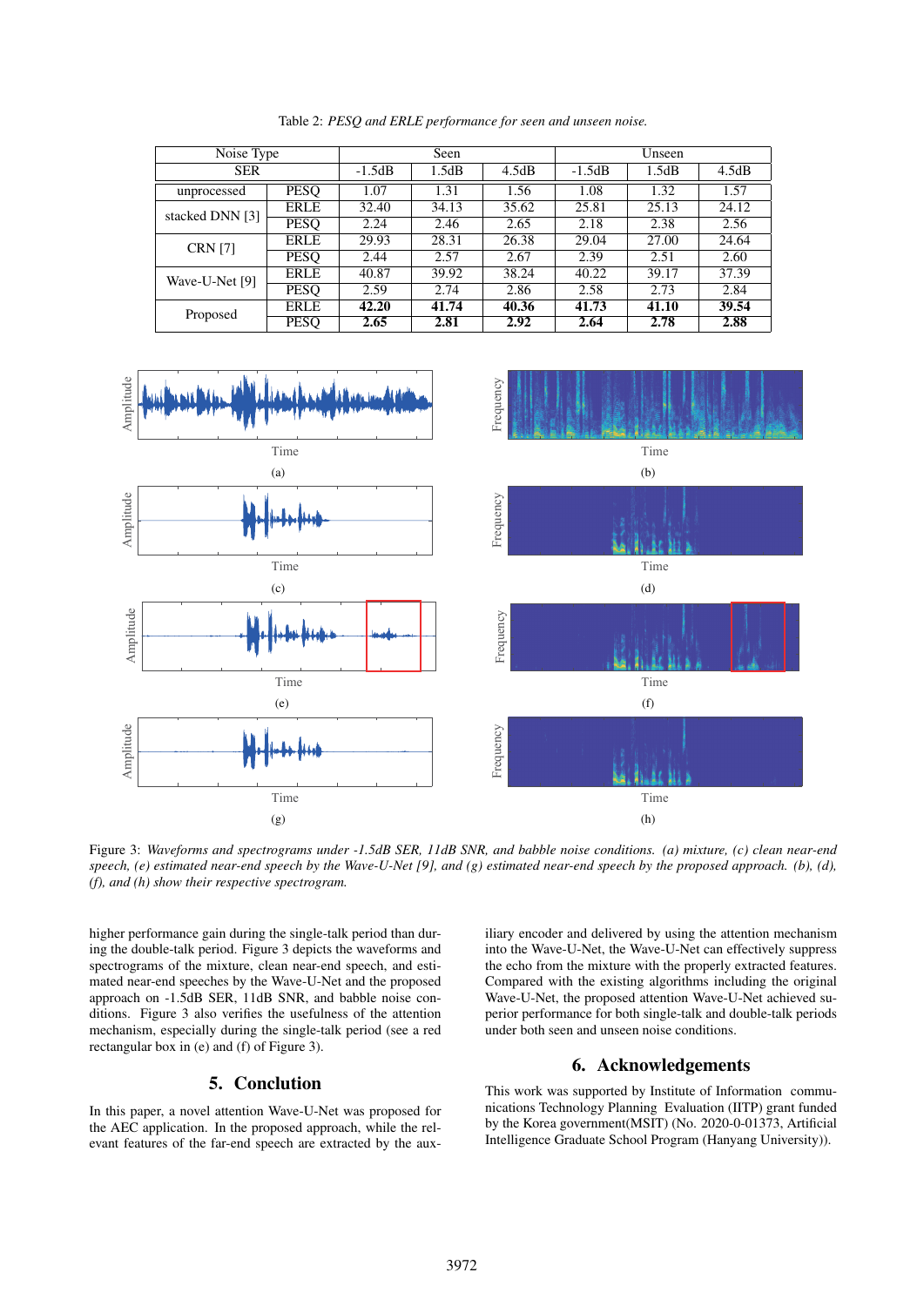Table 2: *PESQ and ERLE performance for seen and unseen noise.*

| Noise Type | | Seen | | | Unseen | | |
|---|---|---|---|---|---|---|---|
| SER | | -1.5dB | 1.5dB | 4.5dB | -1.5dB | 1.5dB | 4.5dB |
| unprocessed | PESQ | 1.07 | 1.31 | 1.56 | 1.08 | 1.32 | 1.57 |
| stacked DNN [3] | ERLE | 32.40 | 34.13 | 35.62 | 25.81 | 25.13 | 24.12 |
| | PESQ | 2.24 | 2.46 | 2.65 | 2.18 | 2.38 | 2.56 |
| CRN [7] | ERLE | 29.93 | 28.31 | 26.38 | 29.04 | 27.00 | 24.64 |
| | PESQ | 2.44 | 2.57 | 2.67 | 2.39 | 2.51 | 2.60 |
| Wave-U-Net [9] | ERLE | 40.87 | 39.92 | 38.24 | 40.22 | 39.17 | 37.39 |
| | PESQ | 2.59 | 2.74 | 2.86 | 2.58 | 2.73 | 2.84 |
| Proposed | ERLE | **42.20** | **41.74** | **40.36** | **41.73** | **41.10** | **39.54** |
| | PESQ | **2.65** | **2.81** | **2.92** | **2.64** | **2.78** | **2.88** |

Figure 3: *Waveforms and spectrograms under -1.5dB SER, 11dB SNR, and babble noise conditions. (a) mixture, (c) clean near-end speech, (e) estimated near-end speech by the Wave-U-Net [9], and (g) estimated near-end speech by the proposed approach. (b), (d), (f), and (h) show their respective spectrogram.*

higher performance gain during the single-talk period than during the double-talk period. Figure 3 depicts the waveforms and spectrograms of the mixture, clean near-end speech, and estimated near-end speeches by the Wave-U-Net and the proposed approach on -1.5dB SER, 11dB SNR, and babble noise conditions. Figure 3 also verifies the usefulness of the attention mechanism, especially during the single-talk period (see a red rectangular box in (e) and (f) of Figure 3).

## 5. Conclution

In this paper, a novel attention Wave-U-Net was proposed for the AEC application. In the proposed approach, while the relevant features of the far-end speech are extracted by the auxiliary encoder and delivered by using the attention mechanism into the Wave-U-Net, the Wave-U-Net can effectively suppress the echo from the mixture with the properly extracted features. Compared with the existing algorithms including the original Wave-U-Net, the proposed attention Wave-U-Net achieved superior performance for both single-talk and double-talk periods under both seen and unseen noise conditions.

## 6. Acknowledgements

This work was supported by Institute of Information communications Technology Planning Evaluation (IITP) grant funded by the Korea government(MSIT) (No. 2020-0-01373, Artificial Intelligence Graduate School Program (Hanyang University)).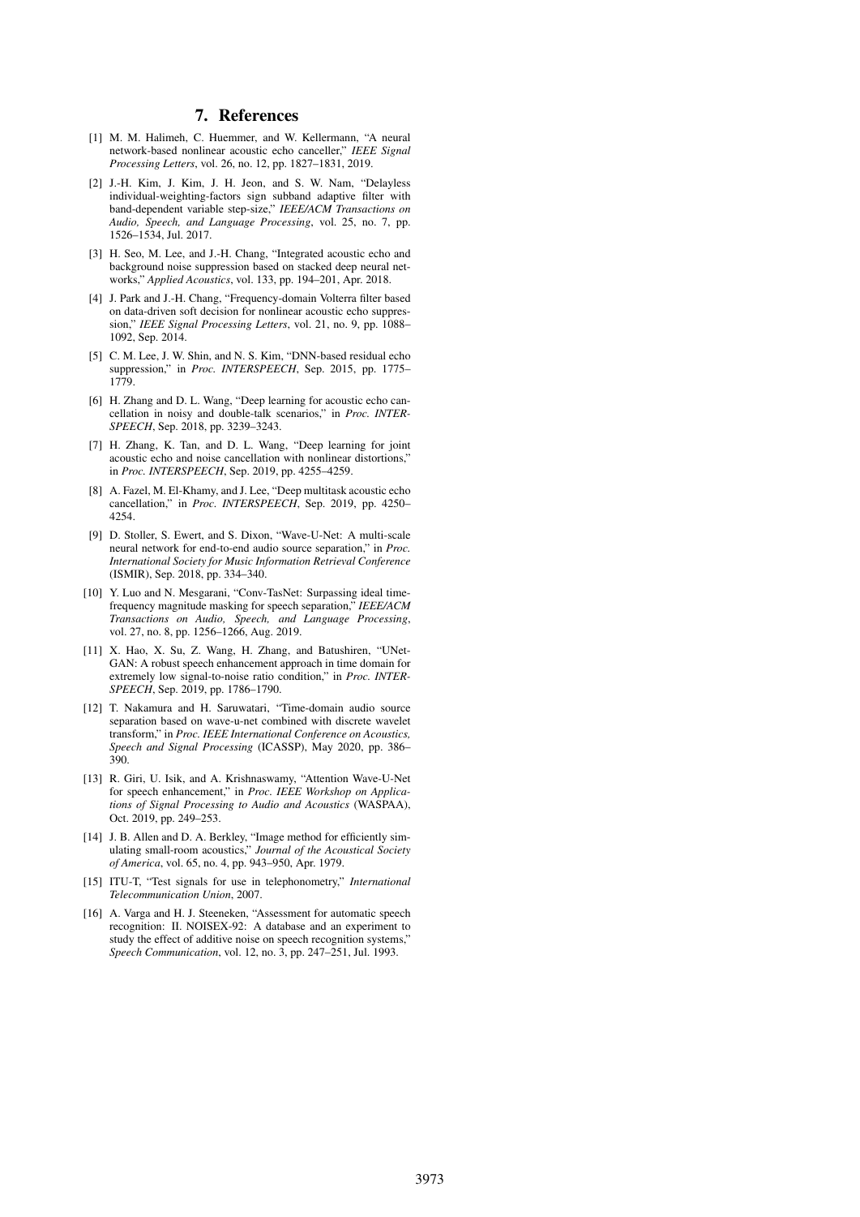## 7. References

[1] M. M. Halimeh, C. Huemmer, and W. Kellermann, "A neural network-based nonlinear acoustic echo canceller," *IEEE Signal Processing Letters*, vol. 26, no. 12, pp. 1827–1831, 2019.

[2] J.-H. Kim, J. Kim, J. H. Jeon, and S. W. Nam, "Delayless individual-weighting-factors sign subband adaptive filter with band-dependent variable step-size," *IEEE/ACM Transactions on Audio, Speech, and Language Processing*, vol. 25, no. 7, pp. 1526–1534, Jul. 2017.

[3] H. Seo, M. Lee, and J.-H. Chang, "Integrated acoustic echo and background noise suppression based on stacked deep neural networks," *Applied Acoustics*, vol. 133, pp. 194–201, Apr. 2018.

[4] J. Park and J.-H. Chang, "Frequency-domain Volterra filter based on data-driven soft decision for nonlinear acoustic echo suppression," *IEEE Signal Processing Letters*, vol. 21, no. 9, pp. 1088–1092, Sep. 2014.

[5] C. M. Lee, J. W. Shin, and N. S. Kim, "DNN-based residual echo suppression," in *Proc. INTERSPEECH*, Sep. 2015, pp. 1775–1779.

[6] H. Zhang and D. L. Wang, "Deep learning for acoustic echo cancellation in noisy and double-talk scenarios," in *Proc. INTERSPEECH*, Sep. 2018, pp. 3239–3243.

[7] H. Zhang, K. Tan, and D. L. Wang, "Deep learning for joint acoustic echo and noise cancellation with nonlinear distortions," in *Proc. INTERSPEECH*, Sep. 2019, pp. 4255–4259.

[8] A. Fazel, M. El-Khamy, and J. Lee, "Deep multitask acoustic echo cancellation," in *Proc. INTERSPEECH*, Sep. 2019, pp. 4250–4254.

[9] D. Stoller, S. Ewert, and S. Dixon, "Wave-U-Net: A multi-scale neural network for end-to-end audio source separation," in *Proc. International Society for Music Information Retrieval Conference* (ISMIR), Sep. 2018, pp. 334–340.

[10] Y. Luo and N. Mesgarani, "Conv-TasNet: Surpassing ideal time-frequency magnitude masking for speech separation," *IEEE/ACM Transactions on Audio, Speech, and Language Processing*, vol. 27, no. 8, pp. 1256–1266, Aug. 2019.

[11] X. Hao, X. Su, Z. Wang, H. Zhang, and Batushiren, "UNet-GAN: A robust speech enhancement approach in time domain for extremely low signal-to-noise ratio condition," in *Proc. INTERSPEECH*, Sep. 2019, pp. 1786–1790.

[12] T. Nakamura and H. Saruwatari, "Time-domain audio source separation based on wave-u-net combined with discrete wavelet transform," in *Proc. IEEE International Conference on Acoustics, Speech and Signal Processing* (ICASSP), May 2020, pp. 386–390.

[13] R. Giri, U. Isik, and A. Krishnaswamy, "Attention Wave-U-Net for speech enhancement," in *Proc. IEEE Workshop on Applications of Signal Processing to Audio and Acoustics* (WASPAA), Oct. 2019, pp. 249–253.

[14] J. B. Allen and D. A. Berkley, "Image method for efficiently simulating small-room acoustics," *Journal of the Acoustical Society of America*, vol. 65, no. 4, pp. 943–950, Apr. 1979.

[15] ITU-T, "Test signals for use in telephonometry," *International Telecommunication Union*, 2007.

[16] A. Varga and H. J. Steeneken, "Assessment for automatic speech recognition: II. NOISEX-92: A database and an experiment to study the effect of additive noise on speech recognition systems," *Speech Communication*, vol. 12, no. 3, pp. 247–251, Jul. 1993.